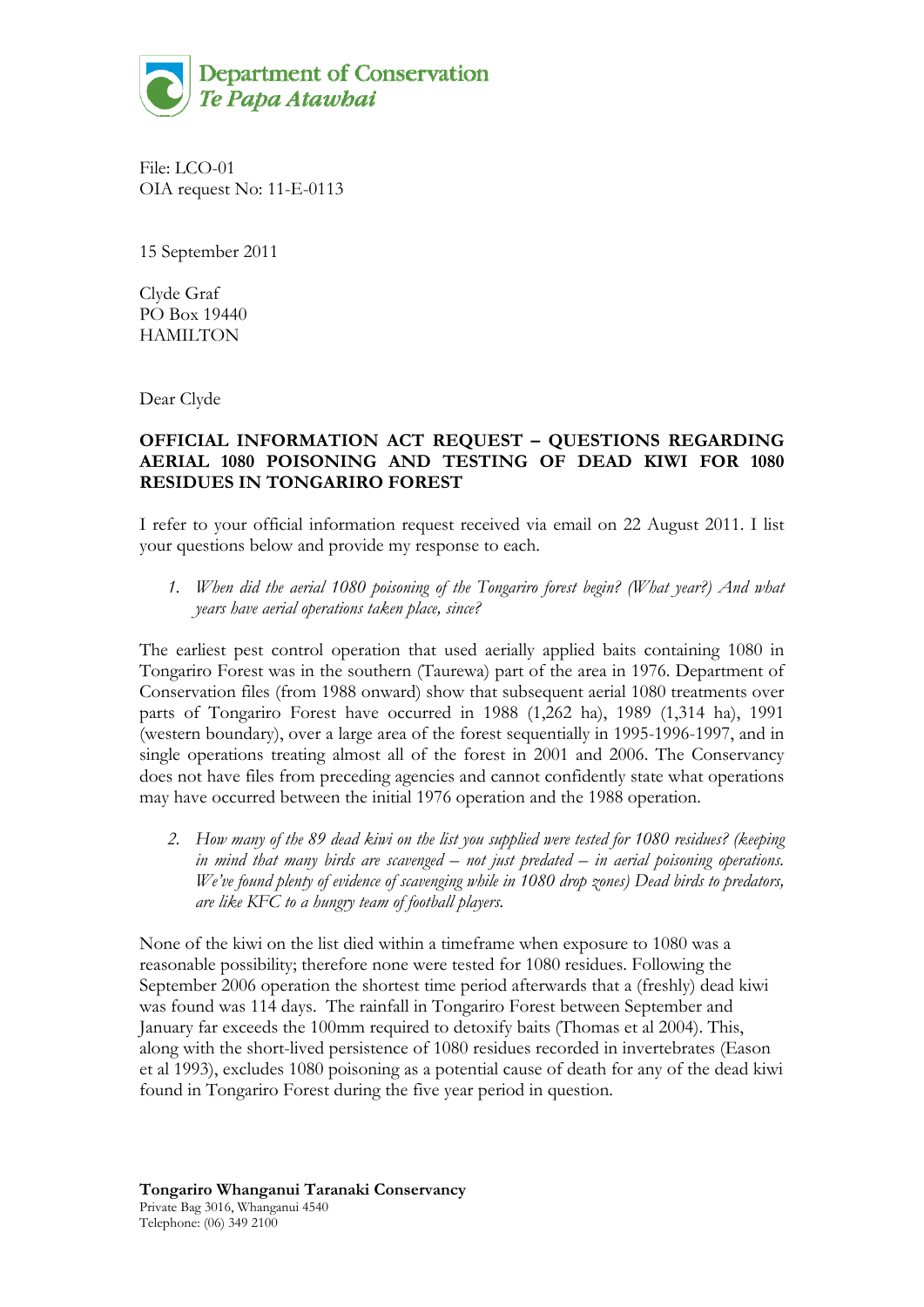**Department of Conservation**
***Te Papa Atawhai***

File: LCO-01
OIA request No: 11-E-0113

15 September 2011

Clyde Graf
PO Box 19440
HAMILTON

Dear Clyde

**OFFICIAL INFORMATION ACT REQUEST – QUESTIONS REGARDING AERIAL 1080 POISONING AND TESTING OF DEAD KIWI FOR 1080 RESIDUES IN TONGARIRO FOREST**

I refer to your official information request received via email on 22 August 2011. I list your questions below and provide my response to each.

1. *When did the aerial 1080 poisoning of the Tongariro forest begin? (What year?) And what years have aerial operations taken place, since?*

The earliest pest control operation that used aerially applied baits containing 1080 in Tongariro Forest was in the southern (Taurewa) part of the area in 1976. Department of Conservation files (from 1988 onward) show that subsequent aerial 1080 treatments over parts of Tongariro Forest have occurred in 1988 (1,262 ha), 1989 (1,314 ha), 1991 (western boundary), over a large area of the forest sequentially in 1995-1996-1997, and in single operations treating almost all of the forest in 2001 and 2006. The Conservancy does not have files from preceding agencies and cannot confidently state what operations may have occurred between the initial 1976 operation and the 1988 operation.

2. *How many of the 89 dead kiwi on the list you supplied were tested for 1080 residues? (keeping in mind that many birds are scavenged – not just predated – in aerial poisoning operations. We've found plenty of evidence of scavenging while in 1080 drop zones) Dead birds to predators, are like KFC to a hungry team of football players.*

None of the kiwi on the list died within a timeframe when exposure to 1080 was a reasonable possibility; therefore none were tested for 1080 residues. Following the September 2006 operation the shortest time period afterwards that a (freshly) dead kiwi was found was 114 days. The rainfall in Tongariro Forest between September and January far exceeds the 100mm required to detoxify baits (Thomas et al 2004). This, along with the short-lived persistence of 1080 residues recorded in invertebrates (Eason et al 1993), excludes 1080 poisoning as a potential cause of death for any of the dead kiwi found in Tongariro Forest during the five year period in question.

**Tongariro Whanganui Taranaki Conservancy**
Private Bag 3016, Whanganui 4540
Telephone: (06) 349 2100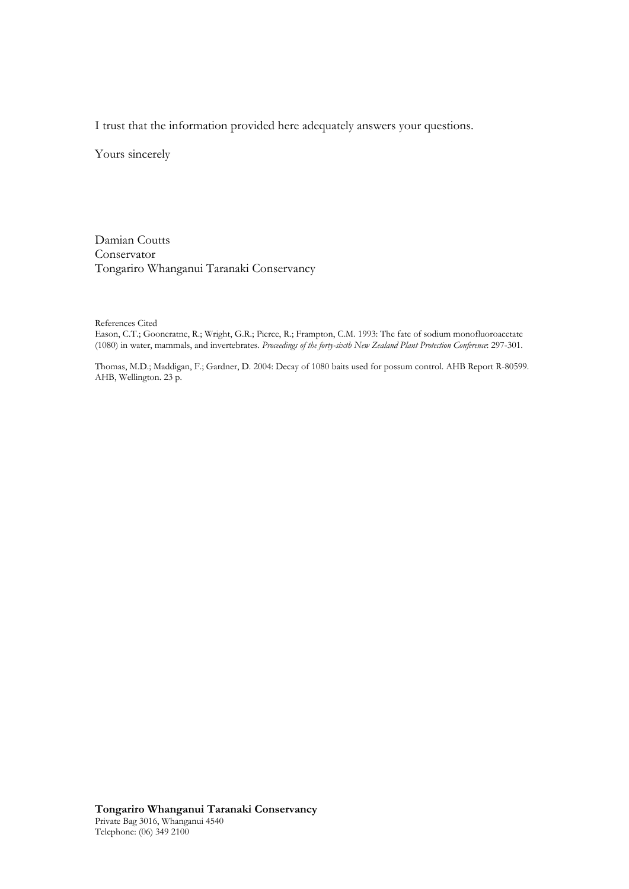I trust that the information provided here adequately answers your questions.

Yours sincerely

Damian Coutts  
Conservator  
Tongariro Whanganui Taranaki Conservancy

References Cited

Eason, C.T.; Gooneratne, R.; Wright, G.R.; Pierce, R.; Frampton, C.M. 1993: The fate of sodium monofluoroacetate (1080) in water, mammals, and invertebrates. *Proceedings of the forty-sixth New Zealand Plant Protection Conference*: 297-301.

Thomas, M.D.; Maddigan, F.; Gardner, D. 2004: Decay of 1080 baits used for possum control. AHB Report R-80599. AHB, Wellington. 23 p.

**Tongariro Whanganui Taranaki Conservancy**  
Private Bag 3016, Whanganui 4540  
Telephone: (06) 349 2100